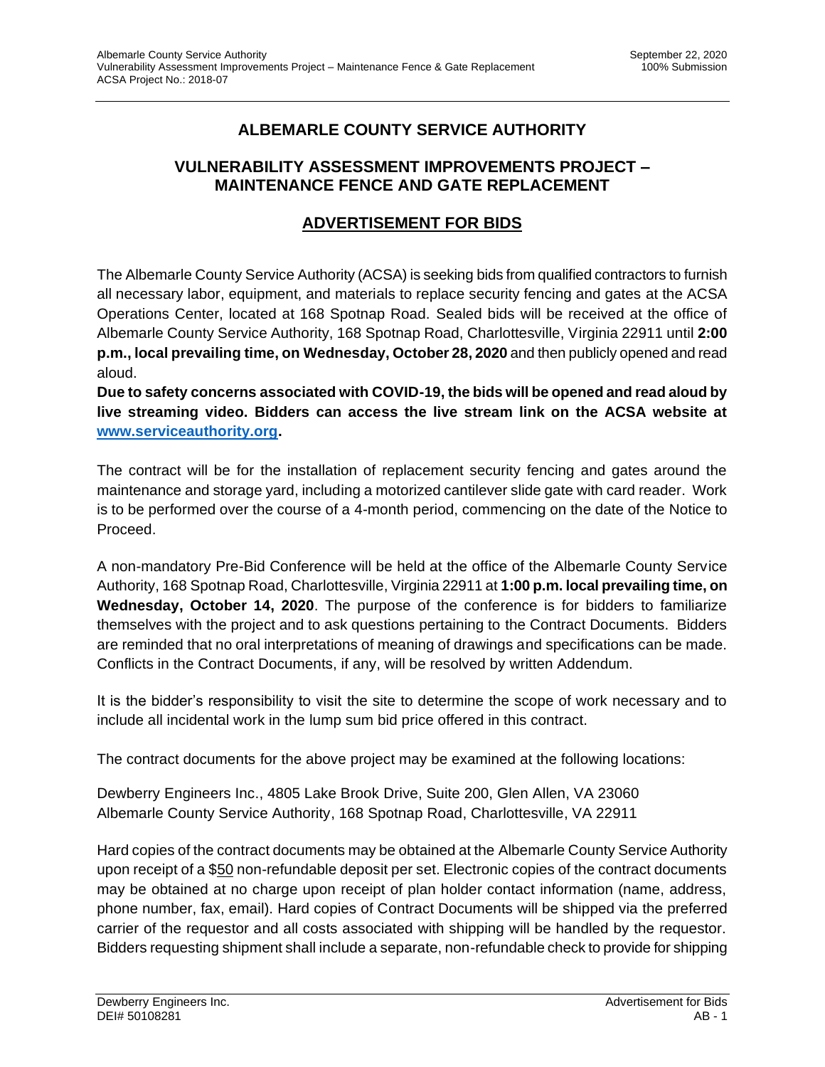# ALBEMARLE COUNTY SERVICE AUTHORITY

## VULNERABILITY ASSESSMENT IMPROVEMENTS PROJECT – MAINTENANCE FENCE AND GATE REPLACEMENT

## ADVERTISEMENT FOR BIDS

The Albemarle County Service Authority (ACSA) is seeking bids from qualified contractors to furnish all necessary labor, equipment, and materials to replace security fencing and gates at the ACSA Operations Center, located at 168 Spotnap Road. Sealed bids will be received at the office of Albemarle County Service Authority, 168 Spotnap Road, Charlottesville, Virginia 22911 until **2:00 p.m., local prevailing time, on Wednesday, October 28, 2020** and then publicly opened and read aloud.

**Due to safety concerns associated with COVID-19, the bids will be opened and read aloud by live streaming video. Bidders can access the live stream link on the ACSA website at [www.serviceauthority.org](http://www.serviceauthority.org).**

The contract will be for the installation of replacement security fencing and gates around the maintenance and storage yard, including a motorized cantilever slide gate with card reader. Work is to be performed over the course of a 4-month period, commencing on the date of the Notice to Proceed.

A non-mandatory Pre-Bid Conference will be held at the office of the Albemarle County Service Authority, 168 Spotnap Road, Charlottesville, Virginia 22911 at **1:00 p.m. local prevailing time, on Wednesday, October 14, 2020**. The purpose of the conference is for bidders to familiarize themselves with the project and to ask questions pertaining to the Contract Documents. Bidders are reminded that no oral interpretations of meaning of drawings and specifications can be made. Conflicts in the Contract Documents, if any, will be resolved by written Addendum.

It is the bidder's responsibility to visit the site to determine the scope of work necessary and to include all incidental work in the lump sum bid price offered in this contract.

The contract documents for the above project may be examined at the following locations:

Dewberry Engineers Inc., 4805 Lake Brook Drive, Suite 200, Glen Allen, VA 23060
Albemarle County Service Authority, 168 Spotnap Road, Charlottesville, VA 22911

Hard copies of the contract documents may be obtained at the Albemarle County Service Authority upon receipt of a $50 non-refundable deposit per set. Electronic copies of the contract documents may be obtained at no charge upon receipt of plan holder contact information (name, address, phone number, fax, email). Hard copies of Contract Documents will be shipped via the preferred carrier of the requestor and all costs associated with shipping will be handled by the requestor. Bidders requesting shipment shall include a separate, non-refundable check to provide for shipping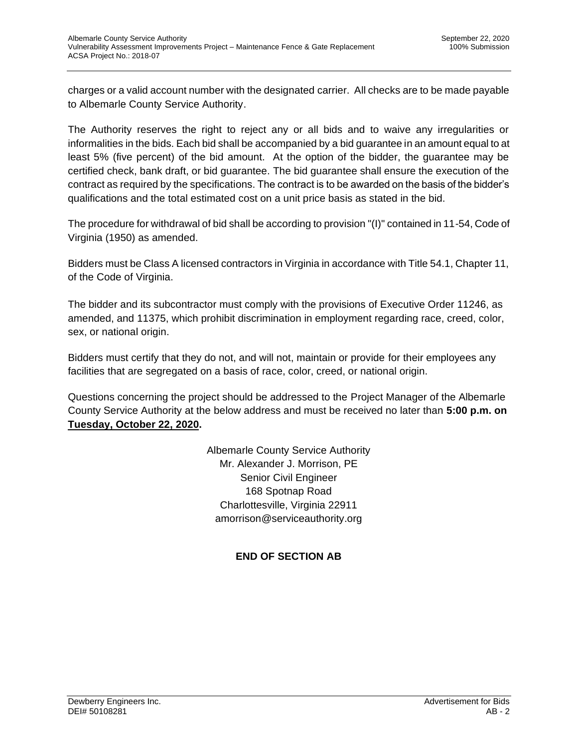charges or a valid account number with the designated carrier. All checks are to be made payable to Albemarle County Service Authority.

The Authority reserves the right to reject any or all bids and to waive any irregularities or informalities in the bids. Each bid shall be accompanied by a bid guarantee in an amount equal to at least 5% (five percent) of the bid amount. At the option of the bidder, the guarantee may be certified check, bank draft, or bid guarantee. The bid guarantee shall ensure the execution of the contract as required by the specifications. The contract is to be awarded on the basis of the bidder's qualifications and the total estimated cost on a unit price basis as stated in the bid.

The procedure for withdrawal of bid shall be according to provision "(I)" contained in 11-54, Code of Virginia (1950) as amended.

Bidders must be Class A licensed contractors in Virginia in accordance with Title 54.1, Chapter 11, of the Code of Virginia.

The bidder and its subcontractor must comply with the provisions of Executive Order 11246, as amended, and 11375, which prohibit discrimination in employment regarding race, creed, color, sex, or national origin.

Bidders must certify that they do not, and will not, maintain or provide for their employees any facilities that are segregated on a basis of race, color, creed, or national origin.

Questions concerning the project should be addressed to the Project Manager of the Albemarle County Service Authority at the below address and must be received no later than **5:00 p.m. on Tuesday, October 22, 2020.**

Albemarle County Service Authority
Mr. Alexander J. Morrison, PE
Senior Civil Engineer
168 Spotnap Road
Charlottesville, Virginia 22911
amorrison@serviceauthority.org

**END OF SECTION AB**